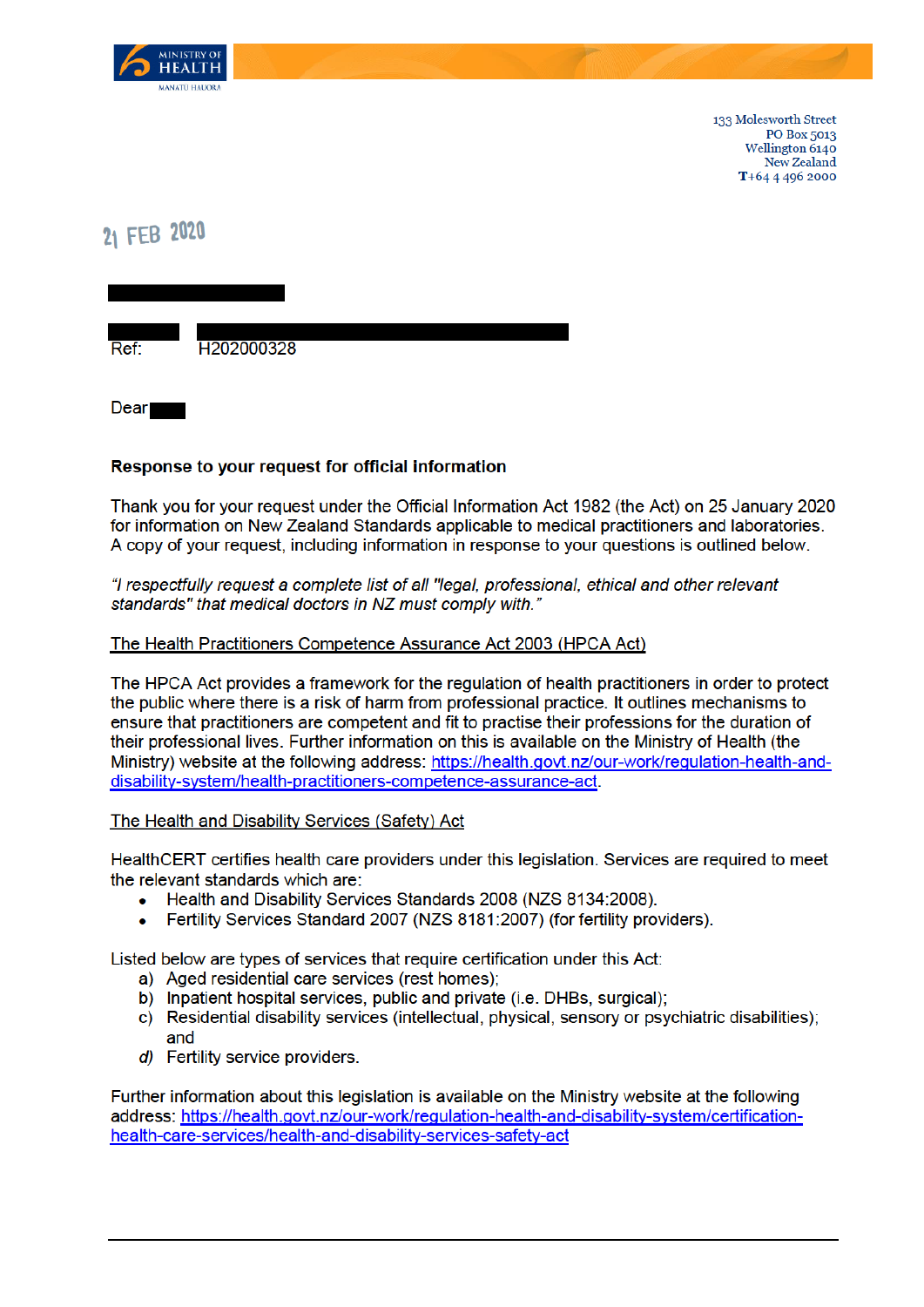133 Molesworth Street
PO Box 5013
Wellington 6140
New Zealand
T+64 4 496 2000

21 FEB 2020

Ref: H202000328

Dear

**Response to your request for official information**

Thank you for your request under the Official Information Act 1982 (the Act) on 25 January 2020 for information on New Zealand Standards applicable to medical practitioners and laboratories. A copy of your request, including information in response to your questions is outlined below.

*"I respectfully request a complete list of all "legal, professional, ethical and other relevant standards" that medical doctors in NZ must comply with."*

<u>The Health Practitioners Competence Assurance Act 2003 (HPCA Act)</u>

The HPCA Act provides a framework for the regulation of health practitioners in order to protect the public where there is a risk of harm from professional practice. It outlines mechanisms to ensure that practitioners are competent and fit to practise their professions for the duration of their professional lives. Further information on this is available on the Ministry of Health (the Ministry) website at the following address: https://health.govt.nz/our-work/regulation-health-and-disability-system/health-practitioners-competence-assurance-act.

<u>The Health and Disability Services (Safety) Act</u>

HealthCERT certifies health care providers under this legislation. Services are required to meet the relevant standards which are:

- Health and Disability Services Standards 2008 (NZS 8134:2008).
- Fertility Services Standard 2007 (NZS 8181:2007) (for fertility providers).

Listed below are types of services that require certification under this Act:

a) Aged residential care services (rest homes);
b) Inpatient hospital services, public and private (i.e. DHBs, surgical);
c) Residential disability services (intellectual, physical, sensory or psychiatric disabilities); and
d) Fertility service providers.

Further information about this legislation is available on the Ministry website at the following address: https://health.govt.nz/our-work/regulation-health-and-disability-system/certification-health-care-services/health-and-disability-services-safety-act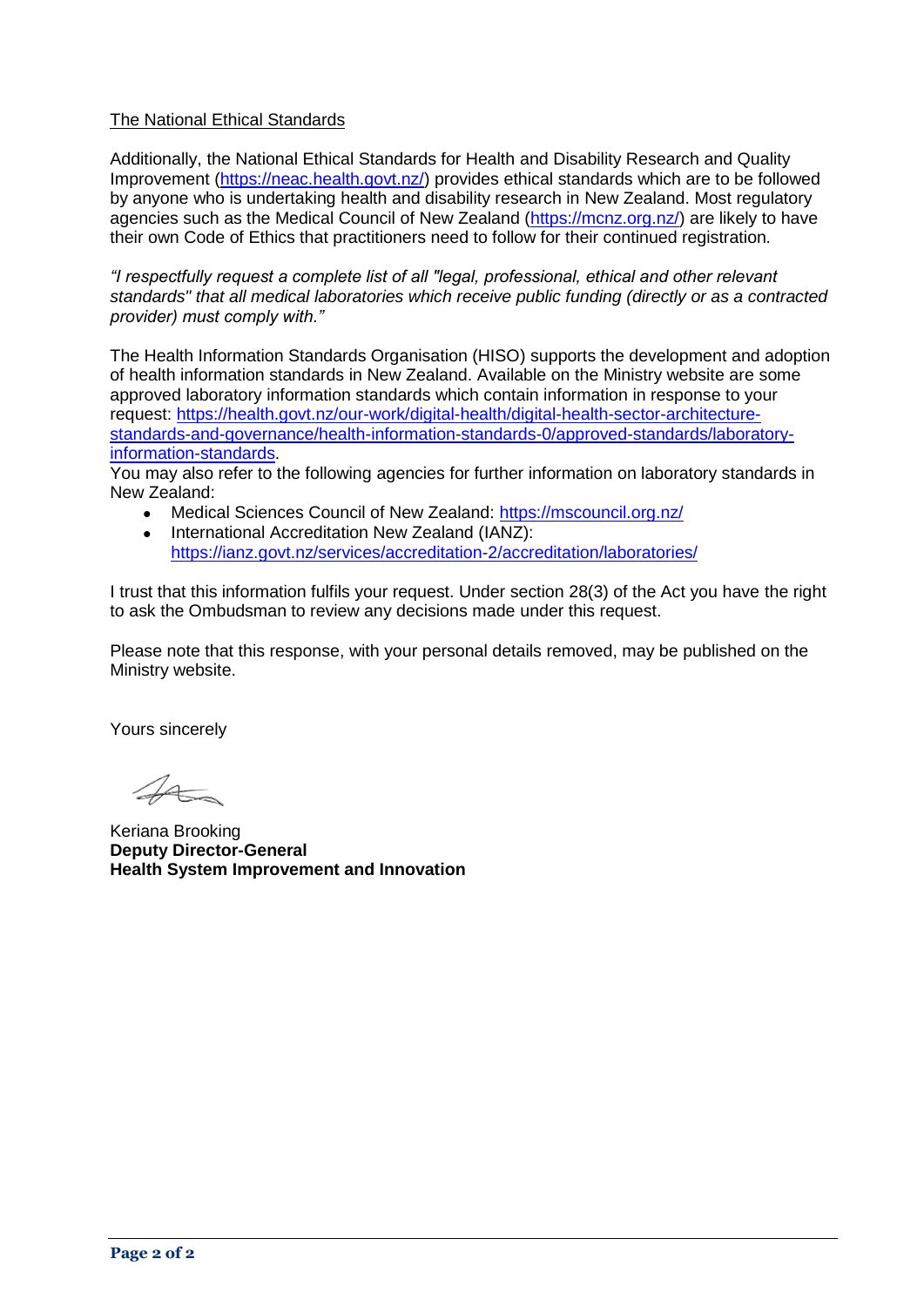<u>The National Ethical Standards</u>

Additionally, the National Ethical Standards for Health and Disability Research and Quality Improvement (https://neac.health.govt.nz/) provides ethical standards which are to be followed by anyone who is undertaking health and disability research in New Zealand. Most regulatory agencies such as the Medical Council of New Zealand (https://mcnz.org.nz/) are likely to have their own Code of Ethics that practitioners need to follow for their continued registration.

*"I respectfully request a complete list of all "legal, professional, ethical and other relevant standards" that all medical laboratories which receive public funding (directly or as a contracted provider) must comply with."*

The Health Information Standards Organisation (HISO) supports the development and adoption of health information standards in New Zealand. Available on the Ministry website are some approved laboratory information standards which contain information in response to your request: https://health.govt.nz/our-work/digital-health/digital-health-sector-architecture-standards-and-governance/health-information-standards-0/approved-standards/laboratory-information-standards.
You may also refer to the following agencies for further information on laboratory standards in New Zealand:

- Medical Sciences Council of New Zealand: https://mscouncil.org.nz/
- International Accreditation New Zealand (IANZ): https://ianz.govt.nz/services/accreditation-2/accreditation/laboratories/

I trust that this information fulfils your request. Under section 28(3) of the Act you have the right to ask the Ombudsman to review any decisions made under this request.

Please note that this response, with your personal details removed, may be published on the Ministry website.

Yours sincerely

Keriana Brooking
**Deputy Director-General**
**Health System Improvement and Innovation**